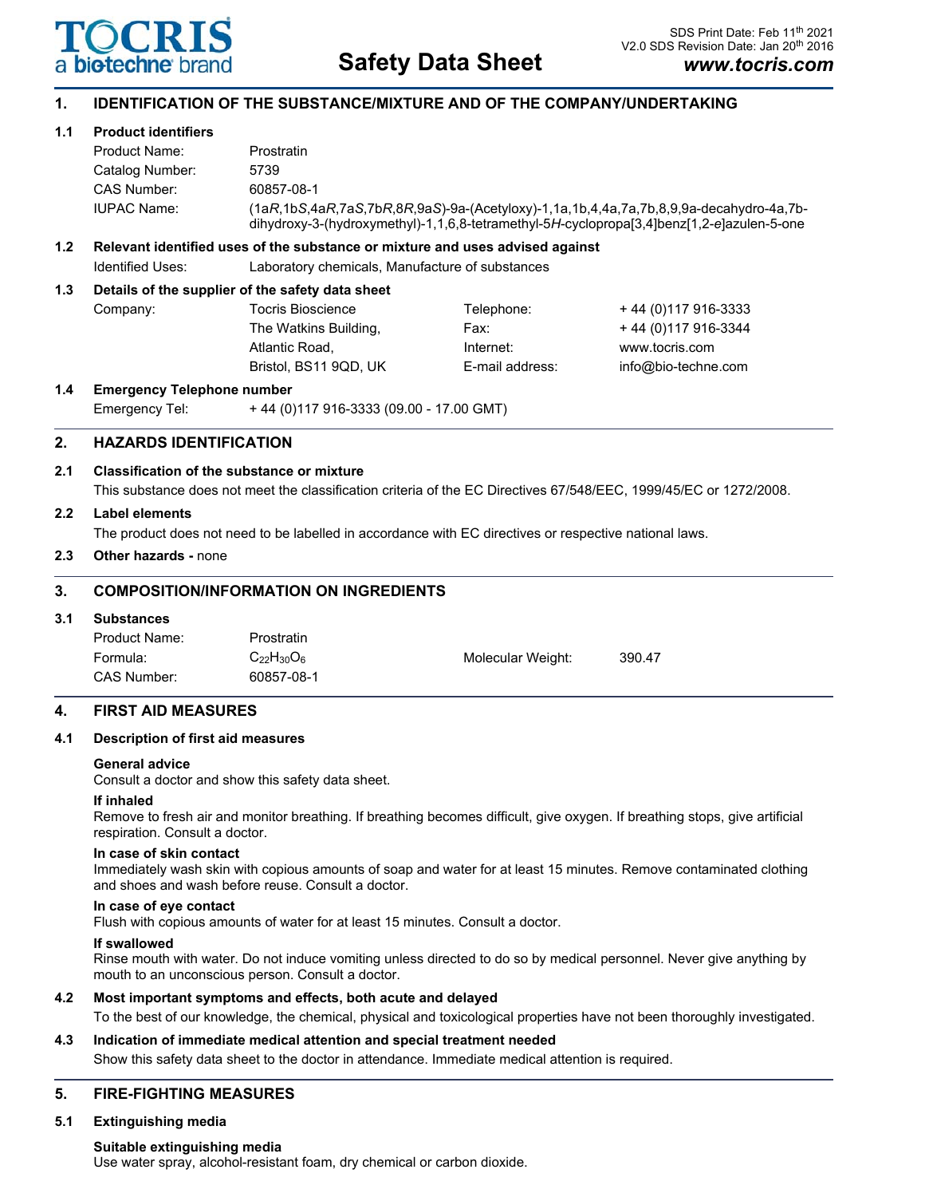TOCRIS
a biotechne brand

# Safety Data Sheet

SDS Print Date: Feb 11th 2021
V2.0 SDS Revision Date: Jan 20th 2016
**www.tocris.com**

## 1. IDENTIFICATION OF THE SUBSTANCE/MIXTURE AND OF THE COMPANY/UNDERTAKING

### 1.1 Product identifiers

| | |
|---|---|
| Product Name: | Prostratin |
| Catalog Number: | 5739 |
| CAS Number: | 60857-08-1 |
| IUPAC Name: | (1a*R*,1b*S*,4a*R*,7a*S*,7b*R*,8*R*,9a*S*)-9a-(Acetyloxy)-1,1a,1b,4,4a,7a,7b,8,9,9a-decahydro-4a,7b-dihydroxy-3-(hydroxymethyl)-1,1,6,8-tetramethyl-5*H*-cyclopropa[3,4]benz[1,2-*e*]azulen-5-one |

### 1.2 Relevant identified uses of the substance or mixture and uses advised against

Identified Uses: Laboratory chemicals, Manufacture of substances

### 1.3 Details of the supplier of the safety data sheet

| | | | |
|---|---|---|---|
| Company: | Tocris Bioscience | Telephone: | + 44 (0)117 916-3333 |
| | The Watkins Building, | Fax: | + 44 (0)117 916-3344 |
| | Atlantic Road, | Internet: | www.tocris.com |
| | Bristol, BS11 9QD, UK | E-mail address: | info@bio-techne.com |

### 1.4 Emergency Telephone number

Emergency Tel: + 44 (0)117 916-3333 (09.00 - 17.00 GMT)

## 2. HAZARDS IDENTIFICATION

### 2.1 Classification of the substance or mixture

This substance does not meet the classification criteria of the EC Directives 67/548/EEC, 1999/45/EC or 1272/2008.

### 2.2 Label elements

The product does not need to be labelled in accordance with EC directives or respective national laws.

### 2.3 Other hazards - none

## 3. COMPOSITION/INFORMATION ON INGREDIENTS

### 3.1 Substances

| | | | |
|---|---|---|---|
| Product Name: | Prostratin | | |
| Formula: | $C_{22}H_{30}O_6$ | Molecular Weight: | 390.47 |
| CAS Number: | 60857-08-1 | | |

## 4. FIRST AID MEASURES

### 4.1 Description of first aid measures

**General advice**
Consult a doctor and show this safety data sheet.

**If inhaled**
Remove to fresh air and monitor breathing. If breathing becomes difficult, give oxygen. If breathing stops, give artificial respiration. Consult a doctor.

**In case of skin contact**
Immediately wash skin with copious amounts of soap and water for at least 15 minutes. Remove contaminated clothing and shoes and wash before reuse. Consult a doctor.

**In case of eye contact**
Flush with copious amounts of water for at least 15 minutes. Consult a doctor.

**If swallowed**
Rinse mouth with water. Do not induce vomiting unless directed to do so by medical personnel. Never give anything by mouth to an unconscious person. Consult a doctor.

### 4.2 Most important symptoms and effects, both acute and delayed

To the best of our knowledge, the chemical, physical and toxicological properties have not been thoroughly investigated.

### 4.3 Indication of immediate medical attention and special treatment needed

Show this safety data sheet to the doctor in attendance. Immediate medical attention is required.

## 5. FIRE-FIGHTING MEASURES

### 5.1 Extinguishing media

**Suitable extinguishing media**
Use water spray, alcohol-resistant foam, dry chemical or carbon dioxide.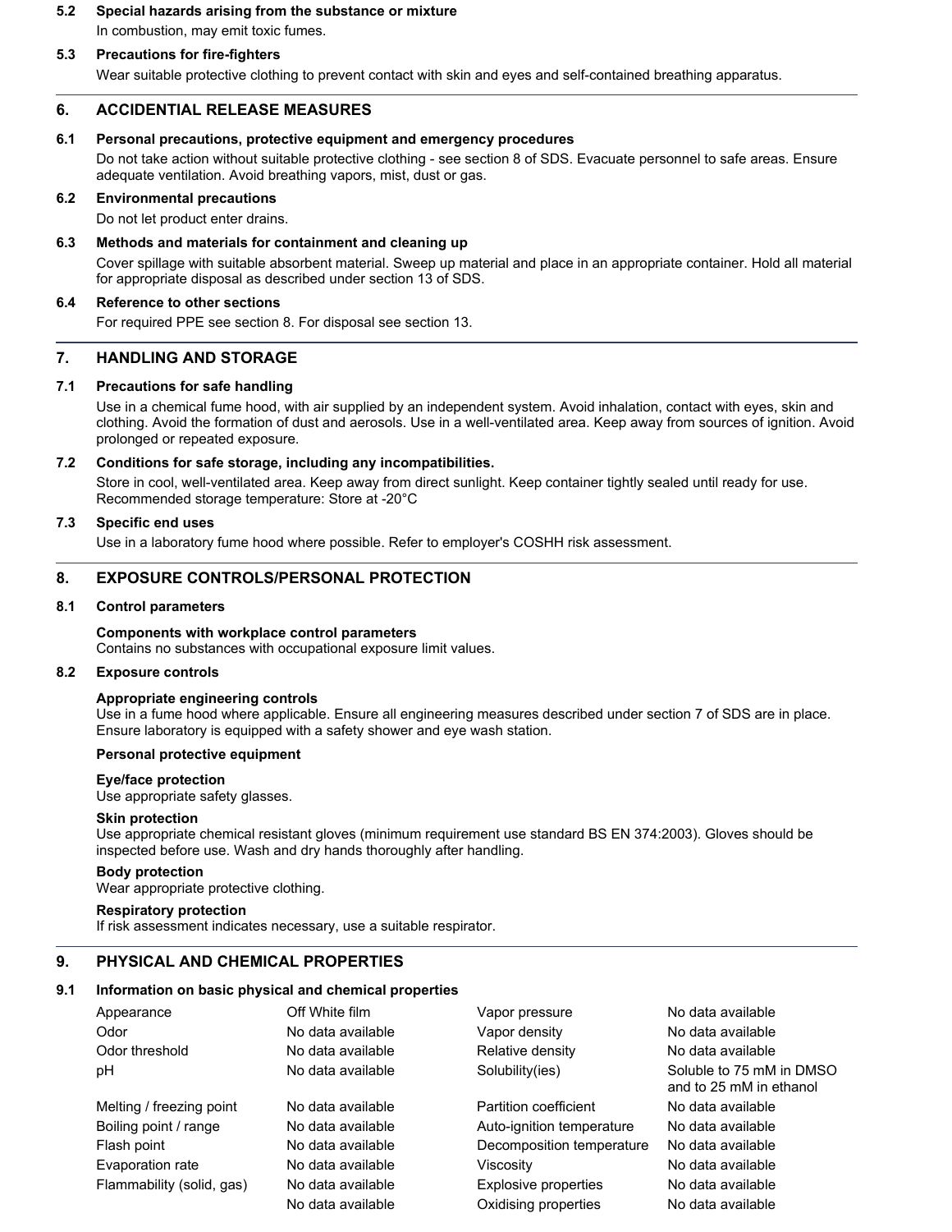### 5.2 Special hazards arising from the substance or mixture

In combustion, may emit toxic fumes.

### 5.3 Precautions for fire-fighters

Wear suitable protective clothing to prevent contact with skin and eyes and self-contained breathing apparatus.

## 6. ACCIDENTIAL RELEASE MEASURES

### 6.1 Personal precautions, protective equipment and emergency procedures

Do not take action without suitable protective clothing - see section 8 of SDS. Evacuate personnel to safe areas. Ensure adequate ventilation. Avoid breathing vapors, mist, dust or gas.

### 6.2 Environmental precautions

Do not let product enter drains.

### 6.3 Methods and materials for containment and cleaning up

Cover spillage with suitable absorbent material. Sweep up material and place in an appropriate container. Hold all material for appropriate disposal as described under section 13 of SDS.

### 6.4 Reference to other sections

For required PPE see section 8. For disposal see section 13.

## 7. HANDLING AND STORAGE

### 7.1 Precautions for safe handling

Use in a chemical fume hood, with air supplied by an independent system. Avoid inhalation, contact with eyes, skin and clothing. Avoid the formation of dust and aerosols. Use in a well-ventilated area. Keep away from sources of ignition. Avoid prolonged or repeated exposure.

### 7.2 Conditions for safe storage, including any incompatibilities.

Store in cool, well-ventilated area. Keep away from direct sunlight. Keep container tightly sealed until ready for use. Recommended storage temperature: Store at -20°C

### 7.3 Specific end uses

Use in a laboratory fume hood where possible. Refer to employer's COSHH risk assessment.

## 8. EXPOSURE CONTROLS/PERSONAL PROTECTION

### 8.1 Control parameters

**Components with workplace control parameters**
Contains no substances with occupational exposure limit values.

### 8.2 Exposure controls

**Appropriate engineering controls**
Use in a fume hood where applicable. Ensure all engineering measures described under section 7 of SDS are in place. Ensure laboratory is equipped with a safety shower and eye wash station.

**Personal protective equipment**

**Eye/face protection**
Use appropriate safety glasses.

**Skin protection**
Use appropriate chemical resistant gloves (minimum requirement use standard BS EN 374:2003). Gloves should be inspected before use. Wash and dry hands thoroughly after handling.

**Body protection**
Wear appropriate protective clothing.

**Respiratory protection**
If risk assessment indicates necessary, use a suitable respirator.

## 9. PHYSICAL AND CHEMICAL PROPERTIES

### 9.1 Information on basic physical and chemical properties

| Property | Value | Property | Value |
|---|---|---|---|
| Appearance | Off White film | Vapor pressure | No data available |
| Odor | No data available | Vapor density | No data available |
| Odor threshold | No data available | Relative density | No data available |
| pH | No data available | Solubility(ies) | Soluble to 75 mM in DMSO and to 25 mM in ethanol |
| Melting / freezing point | No data available | Partition coefficient | No data available |
| Boiling point / range | No data available | Auto-ignition temperature | No data available |
| Flash point | No data available | Decomposition temperature | No data available |
| Evaporation rate | No data available | Viscosity | No data available |
| Flammability (solid, gas) | No data available | Explosive properties | No data available |
| | No data available | Oxidising properties | No data available |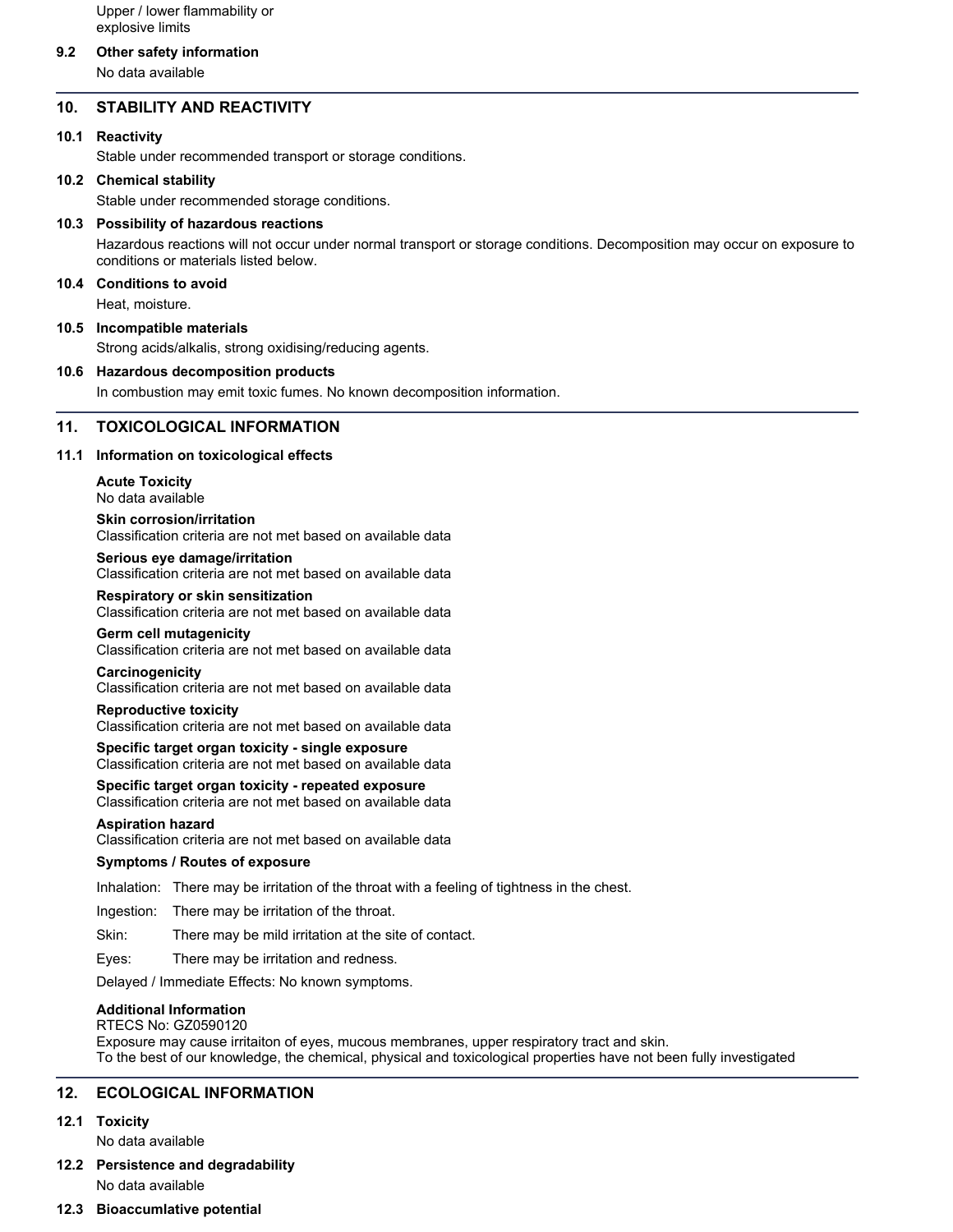Upper / lower flammability or explosive limits

**9.2 Other safety information**

No data available

## 10. STABILITY AND REACTIVITY

**10.1 Reactivity**

Stable under recommended transport or storage conditions.

**10.2 Chemical stability**

Stable under recommended storage conditions.

**10.3 Possibility of hazardous reactions**

Hazardous reactions will not occur under normal transport or storage conditions. Decomposition may occur on exposure to conditions or materials listed below.

**10.4 Conditions to avoid**

Heat, moisture.

**10.5 Incompatible materials**

Strong acids/alkalis, strong oxidising/reducing agents.

**10.6 Hazardous decomposition products**

In combustion may emit toxic fumes. No known decomposition information.

## 11. TOXICOLOGICAL INFORMATION

**11.1 Information on toxicological effects**

**Acute Toxicity**
No data available

**Skin corrosion/irritation**
Classification criteria are not met based on available data

**Serious eye damage/irritation**
Classification criteria are not met based on available data

**Respiratory or skin sensitization**
Classification criteria are not met based on available data

**Germ cell mutagenicity**
Classification criteria are not met based on available data

**Carcinogenicity**
Classification criteria are not met based on available data

**Reproductive toxicity**
Classification criteria are not met based on available data

**Specific target organ toxicity - single exposure**
Classification criteria are not met based on available data

**Specific target organ toxicity - repeated exposure**
Classification criteria are not met based on available data

**Aspiration hazard**
Classification criteria are not met based on available data

**Symptoms / Routes of exposure**

Inhalation: There may be irritation of the throat with a feeling of tightness in the chest.

Ingestion: There may be irritation of the throat.

Skin: There may be mild irritation at the site of contact.

Eyes: There may be irritation and redness.

Delayed / Immediate Effects: No known symptoms.

**Additional Information**
RTECS No: GZ0590120
Exposure may cause irritaiton of eyes, mucous membranes, upper respiratory tract and skin.
To the best of our knowledge, the chemical, physical and toxicological properties have not been fully investigated

## 12. ECOLOGICAL INFORMATION

**12.1 Toxicity**

No data available

**12.2 Persistence and degradability**

No data available

**12.3 Bioaccumlative potential**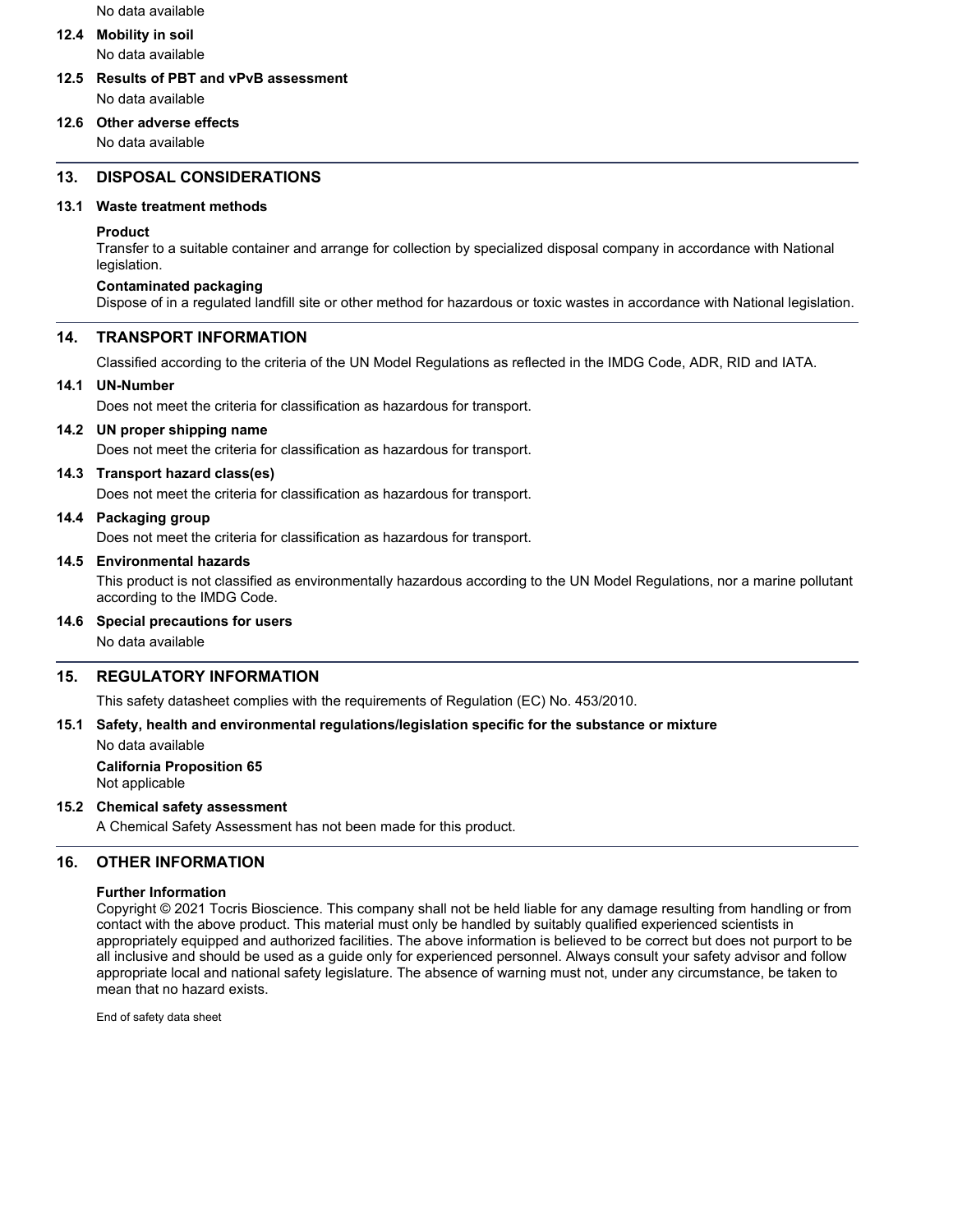No data available

### 12.4 Mobility in soil

No data available

### 12.5 Results of PBT and vPvB assessment

No data available

### 12.6 Other adverse effects

No data available

## 13. DISPOSAL CONSIDERATIONS

### 13.1 Waste treatment methods

**Product**

Transfer to a suitable container and arrange for collection by specialized disposal company in accordance with National legislation.

**Contaminated packaging**

Dispose of in a regulated landfill site or other method for hazardous or toxic wastes in accordance with National legislation.

## 14. TRANSPORT INFORMATION

Classified according to the criteria of the UN Model Regulations as reflected in the IMDG Code, ADR, RID and IATA.

### 14.1 UN-Number

Does not meet the criteria for classification as hazardous for transport.

### 14.2 UN proper shipping name

Does not meet the criteria for classification as hazardous for transport.

### 14.3 Transport hazard class(es)

Does not meet the criteria for classification as hazardous for transport.

### 14.4 Packaging group

Does not meet the criteria for classification as hazardous for transport.

### 14.5 Environmental hazards

This product is not classified as environmentally hazardous according to the UN Model Regulations, nor a marine pollutant according to the IMDG Code.

### 14.6 Special precautions for users

No data available

## 15. REGULATORY INFORMATION

This safety datasheet complies with the requirements of Regulation (EC) No. 453/2010.

### 15.1 Safety, health and environmental regulations/legislation specific for the substance or mixture

No data available

**California Proposition 65**

Not applicable

### 15.2 Chemical safety assessment

A Chemical Safety Assessment has not been made for this product.

## 16. OTHER INFORMATION

**Further Information**

Copyright © 2021 Tocris Bioscience. This company shall not be held liable for any damage resulting from handling or from contact with the above product. This material must only be handled by suitably qualified experienced scientists in appropriately equipped and authorized facilities. The above information is believed to be correct but does not purport to be all inclusive and should be used as a guide only for experienced personnel. Always consult your safety advisor and follow appropriate local and national safety legislature. The absence of warning must not, under any circumstance, be taken to mean that no hazard exists.

End of safety data sheet